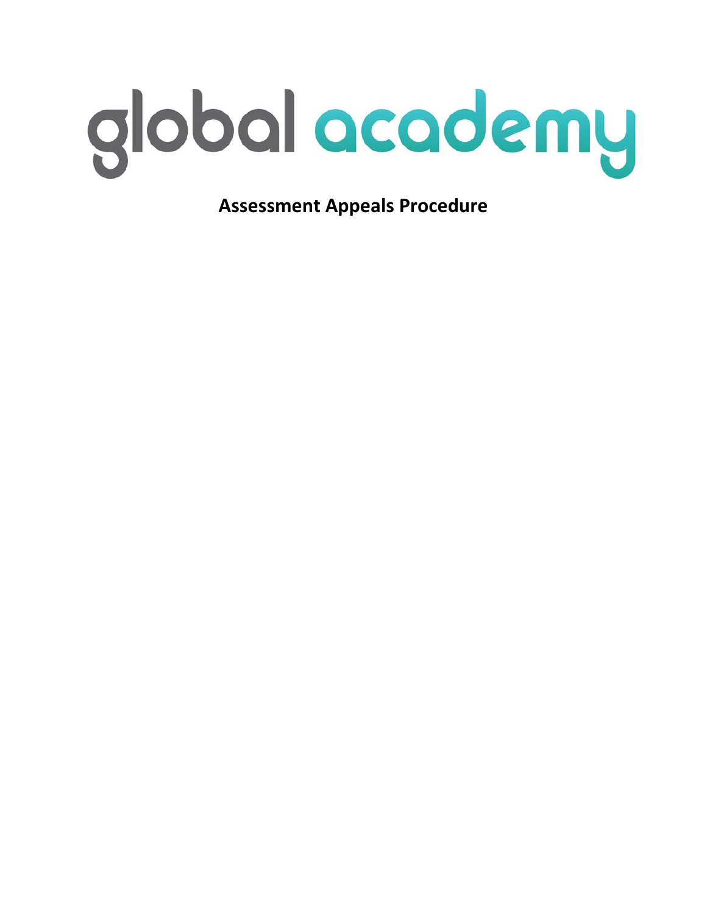# global academy

## Assessment Appeals Procedure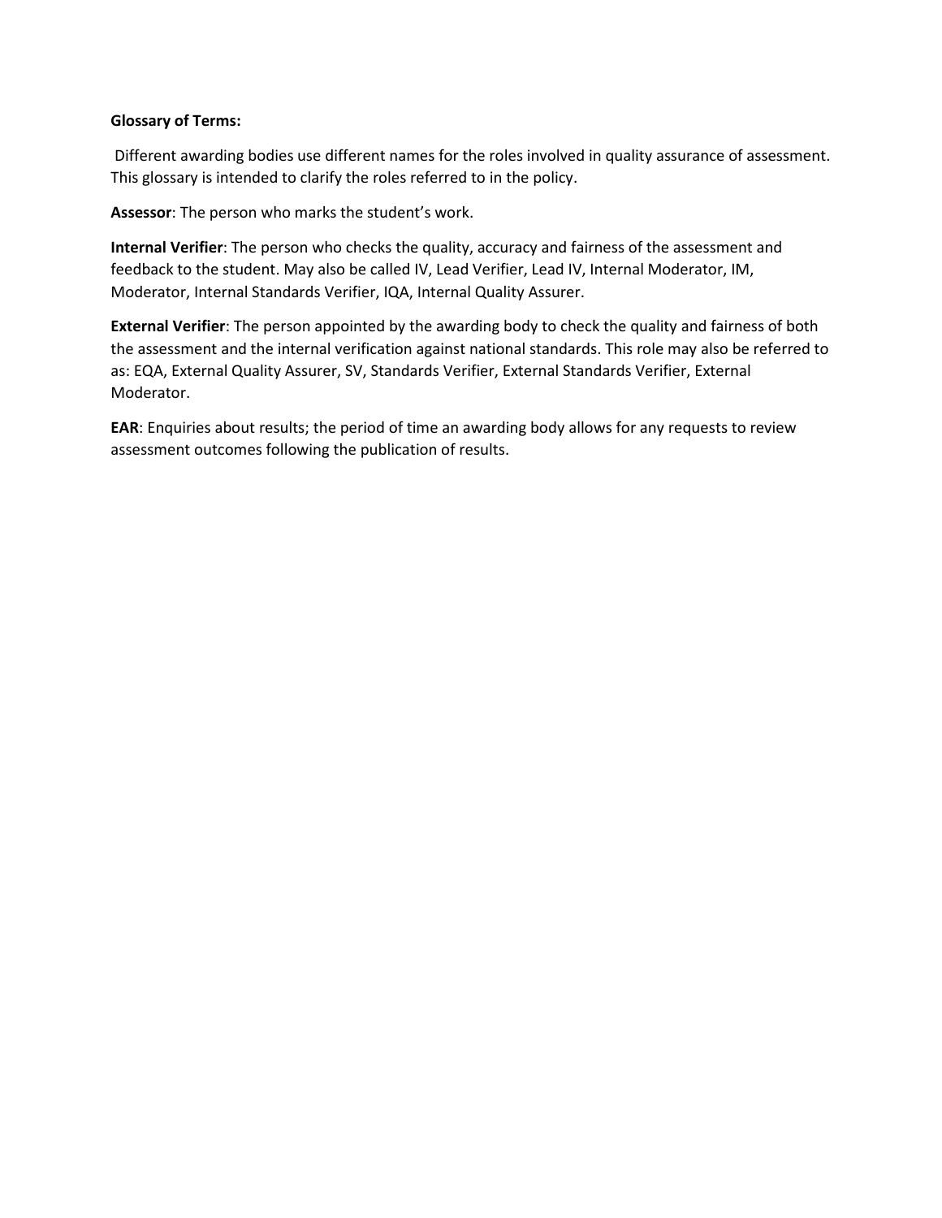**Glossary of Terms:**

Different awarding bodies use different names for the roles involved in quality assurance of assessment. This glossary is intended to clarify the roles referred to in the policy.

**Assessor**: The person who marks the student's work.

**Internal Verifier**: The person who checks the quality, accuracy and fairness of the assessment and feedback to the student. May also be called IV, Lead Verifier, Lead IV, Internal Moderator, IM, Moderator, Internal Standards Verifier, IQA, Internal Quality Assurer.

**External Verifier**: The person appointed by the awarding body to check the quality and fairness of both the assessment and the internal verification against national standards. This role may also be referred to as: EQA, External Quality Assurer, SV, Standards Verifier, External Standards Verifier, External Moderator.

**EAR**: Enquiries about results; the period of time an awarding body allows for any requests to review assessment outcomes following the publication of results.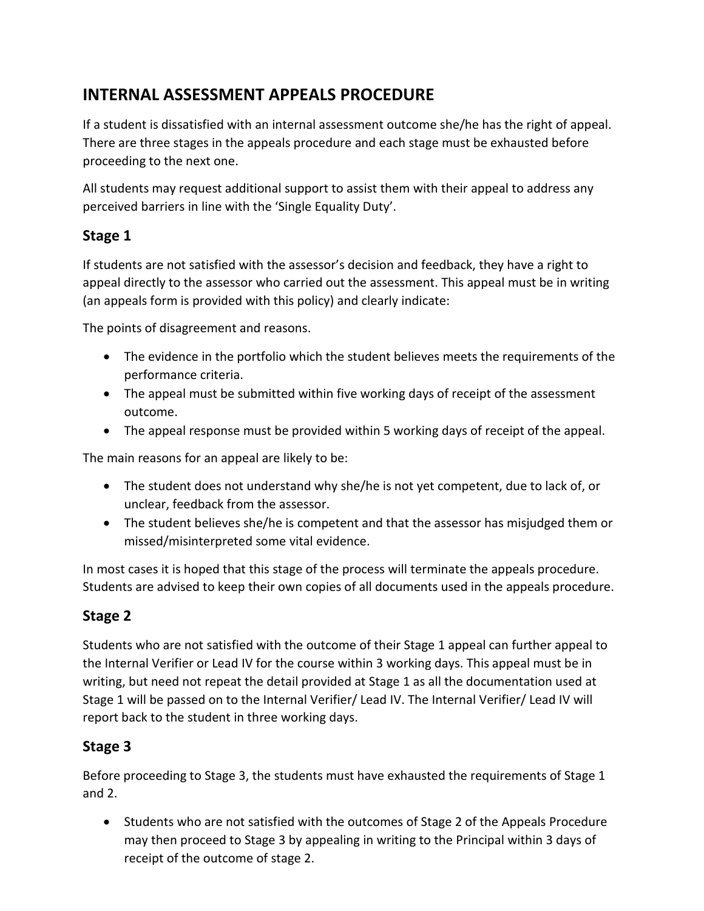# INTERNAL ASSESSMENT APPEALS PROCEDURE

If a student is dissatisfied with an internal assessment outcome she/he has the right of appeal. There are three stages in the appeals procedure and each stage must be exhausted before proceeding to the next one.

All students may request additional support to assist them with their appeal to address any perceived barriers in line with the 'Single Equality Duty'.

## Stage 1

If students are not satisfied with the assessor's decision and feedback, they have a right to appeal directly to the assessor who carried out the assessment. This appeal must be in writing (an appeals form is provided with this policy) and clearly indicate:

The points of disagreement and reasons.

- The evidence in the portfolio which the student believes meets the requirements of the performance criteria.
- The appeal must be submitted within five working days of receipt of the assessment outcome.
- The appeal response must be provided within 5 working days of receipt of the appeal.

The main reasons for an appeal are likely to be:

- The student does not understand why she/he is not yet competent, due to lack of, or unclear, feedback from the assessor.
- The student believes she/he is competent and that the assessor has misjudged them or missed/misinterpreted some vital evidence.

In most cases it is hoped that this stage of the process will terminate the appeals procedure. Students are advised to keep their own copies of all documents used in the appeals procedure.

## Stage 2

Students who are not satisfied with the outcome of their Stage 1 appeal can further appeal to the Internal Verifier or Lead IV for the course within 3 working days. This appeal must be in writing, but need not repeat the detail provided at Stage 1 as all the documentation used at Stage 1 will be passed on to the Internal Verifier/ Lead IV. The Internal Verifier/ Lead IV will report back to the student in three working days.

## Stage 3

Before proceeding to Stage 3, the students must have exhausted the requirements of Stage 1 and 2.

- Students who are not satisfied with the outcomes of Stage 2 of the Appeals Procedure may then proceed to Stage 3 by appealing in writing to the Principal within 3 days of receipt of the outcome of stage 2.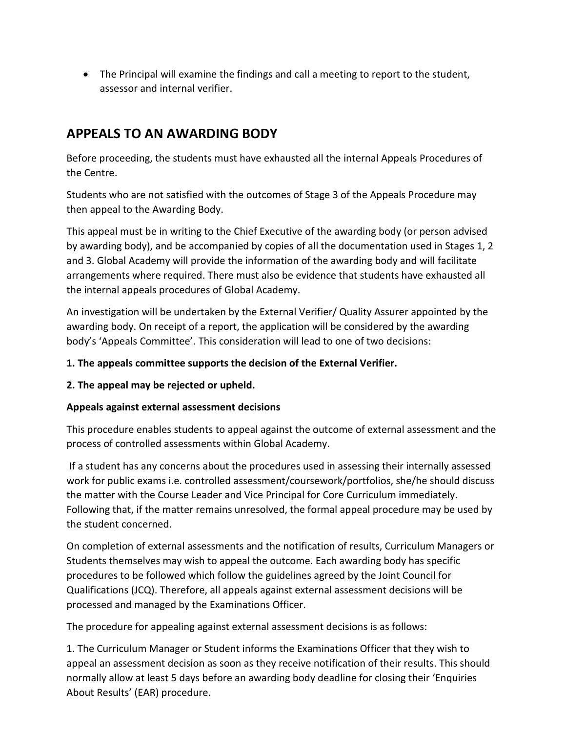- The Principal will examine the findings and call a meeting to report to the student, assessor and internal verifier.

## APPEALS TO AN AWARDING BODY

Before proceeding, the students must have exhausted all the internal Appeals Procedures of the Centre.

Students who are not satisfied with the outcomes of Stage 3 of the Appeals Procedure may then appeal to the Awarding Body.

This appeal must be in writing to the Chief Executive of the awarding body (or person advised by awarding body), and be accompanied by copies of all the documentation used in Stages 1, 2 and 3. Global Academy will provide the information of the awarding body and will facilitate arrangements where required. There must also be evidence that students have exhausted all the internal appeals procedures of Global Academy.

An investigation will be undertaken by the External Verifier/ Quality Assurer appointed by the awarding body. On receipt of a report, the application will be considered by the awarding body's 'Appeals Committee'. This consideration will lead to one of two decisions:

**1. The appeals committee supports the decision of the External Verifier.**

**2. The appeal may be rejected or upheld.**

**Appeals against external assessment decisions**

This procedure enables students to appeal against the outcome of external assessment and the process of controlled assessments within Global Academy.

If a student has any concerns about the procedures used in assessing their internally assessed work for public exams i.e. controlled assessment/coursework/portfolios, she/he should discuss the matter with the Course Leader and Vice Principal for Core Curriculum immediately. Following that, if the matter remains unresolved, the formal appeal procedure may be used by the student concerned.

On completion of external assessments and the notification of results, Curriculum Managers or Students themselves may wish to appeal the outcome. Each awarding body has specific procedures to be followed which follow the guidelines agreed by the Joint Council for Qualifications (JCQ). Therefore, all appeals against external assessment decisions will be processed and managed by the Examinations Officer.

The procedure for appealing against external assessment decisions is as follows:

1. The Curriculum Manager or Student informs the Examinations Officer that they wish to appeal an assessment decision as soon as they receive notification of their results. This should normally allow at least 5 days before an awarding body deadline for closing their 'Enquiries About Results' (EAR) procedure.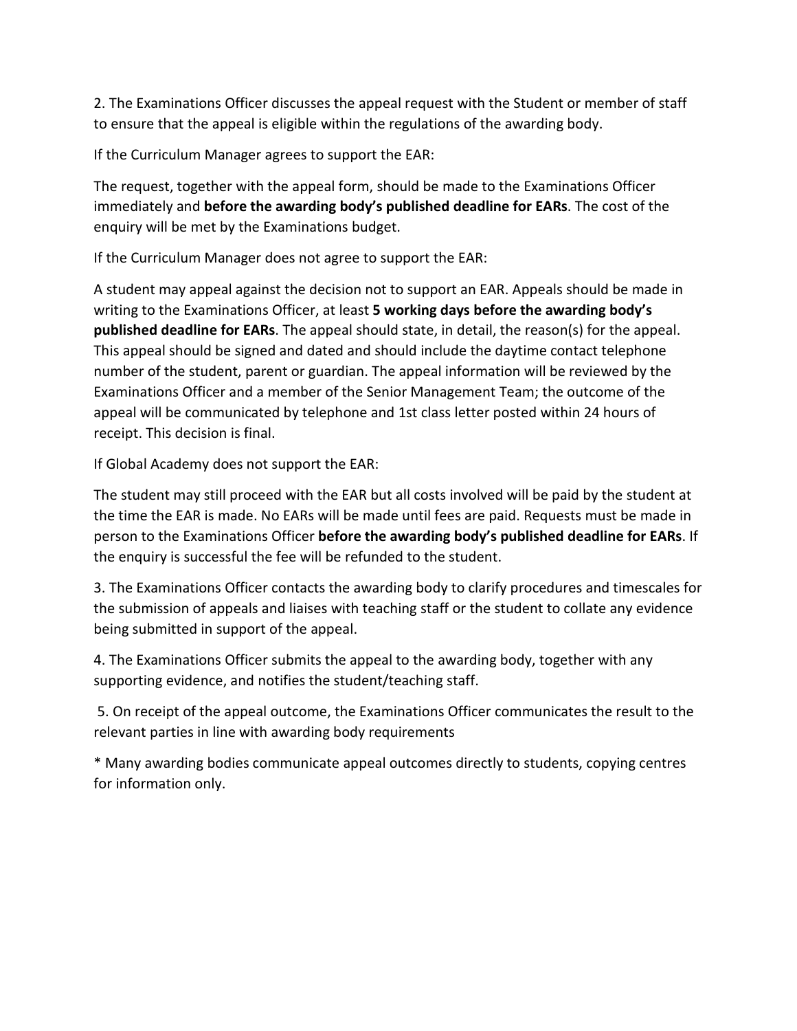2. The Examinations Officer discusses the appeal request with the Student or member of staff to ensure that the appeal is eligible within the regulations of the awarding body.

If the Curriculum Manager agrees to support the EAR:

The request, together with the appeal form, should be made to the Examinations Officer immediately and **before the awarding body's published deadline for EARs**. The cost of the enquiry will be met by the Examinations budget.

If the Curriculum Manager does not agree to support the EAR:

A student may appeal against the decision not to support an EAR. Appeals should be made in writing to the Examinations Officer, at least **5 working days before the awarding body's published deadline for EARs**. The appeal should state, in detail, the reason(s) for the appeal. This appeal should be signed and dated and should include the daytime contact telephone number of the student, parent or guardian. The appeal information will be reviewed by the Examinations Officer and a member of the Senior Management Team; the outcome of the appeal will be communicated by telephone and 1st class letter posted within 24 hours of receipt. This decision is final.

If Global Academy does not support the EAR:

The student may still proceed with the EAR but all costs involved will be paid by the student at the time the EAR is made. No EARs will be made until fees are paid. Requests must be made in person to the Examinations Officer **before the awarding body's published deadline for EARs**. If the enquiry is successful the fee will be refunded to the student.

3. The Examinations Officer contacts the awarding body to clarify procedures and timescales for the submission of appeals and liaises with teaching staff or the student to collate any evidence being submitted in support of the appeal.

4. The Examinations Officer submits the appeal to the awarding body, together with any supporting evidence, and notifies the student/teaching staff.

5. On receipt of the appeal outcome, the Examinations Officer communicates the result to the relevant parties in line with awarding body requirements

* Many awarding bodies communicate appeal outcomes directly to students, copying centres for information only.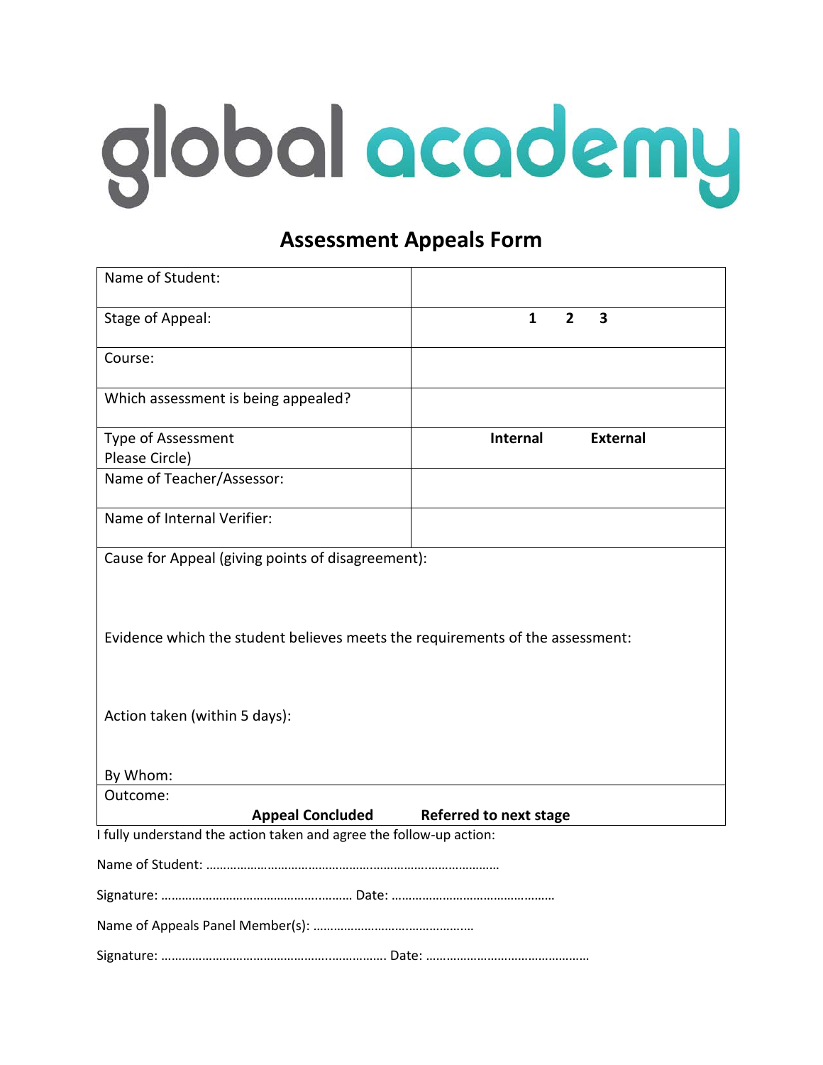global academy

## Assessment Appeals Form

| | |
|---|---|
| Name of Student: | |
| Stage of Appeal: | **1 2 3** |
| Course: | |
| Which assessment is being appealed? | |
| Type of Assessment<br>Please Circle) | **Internal External** |
| Name of Teacher/Assessor: | |
| Name of Internal Verifier: | |
| Cause for Appeal (giving points of disagreement):<br><br>Evidence which the student believes meets the requirements of the assessment:<br><br>Action taken (within 5 days):<br><br>By Whom: | |
| Outcome:<br>**Appeal Concluded** **Referred to next stage** | |

I fully understand the action taken and agree the follow-up action:

Name of Student: ……………………………………………………………………………

Signature: ……………………………………………… Date: …………………………………………

Name of Appeals Panel Member(s): ………………………………………..

Signature: ……………………………………………………….. Date: …………………………………………